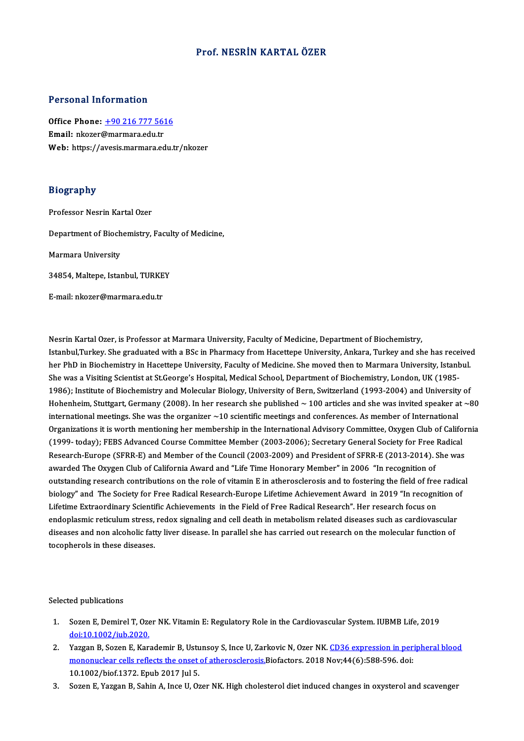# Prof. NESRİN KARTAL ÖZER

## Personal Information

**Office Phone:** +90 216 777 5616
**Email:** nkozer@marmara.edu.tr
**Web:** https://avesis.marmara.edu.tr/nkozer

## Biography

Professor Nesrin Kartal Ozer

Department of Biochemistry, Faculty of Medicine,

Marmara University

34854, Maltepe, Istanbul, TURKEY

E-mail: nkozer@marmara.edu.tr

Nesrin Kartal Ozer, is Professor at Marmara University, Faculty of Medicine, Department of Biochemistry, Istanbul,Turkey. She graduated with a BSc in Pharmacy from Hacettepe University, Ankara, Turkey and she has received her PhD in Biochemistry in Hacettepe University, Faculty of Medicine. She moved then to Marmara University, Istanbul. She was a Visiting Scientist at St.George's Hospital, Medical School, Department of Biochemistry, London, UK (1985-1986); Institute of Biochemistry and Molecular Biology, University of Bern, Switzerland (1993-2004) and University of Hohenheim, Stuttgart, Germany (2008). In her research she published ~ 100 articles and she was invited speaker at ~80 international meetings. She was the organizer ~10 scientific meetings and conferences. As member of International Organizations it is worth mentioning her membership in the International Advisory Committee, Oxygen Club of California (1999- today); FEBS Advanced Course Committee Member (2003-2006); Secretary General Society for Free Radical Research-Europe (SFRR-E) and Member of the Council (2003-2009) and President of SFRR-E (2013-2014). She was awarded The Oxygen Club of California Award and "Life Time Honorary Member" in 2006 "In recognition of outstanding research contributions on the role of vitamin E in atherosclerosis and to fostering the field of free radical biology" and The Society for Free Radical Research-Europe Lifetime Achievement Award in 2019 "In recognition of Lifetime Extraordinary Scientific Achievements in the Field of Free Radical Research". Her research focus on endoplasmic reticulum stress, redox signaling and cell death in metabolism related diseases such as cardiovascular diseases and non alcoholic fatty liver disease. In parallel she has carried out research on the molecular function of tocopherols in these diseases.

Selected publications

1. Sozen E, Demirel T, Ozer NK. Vitamin E: Regulatory Role in the Cardiovascular System. IUBMB Life, 2019 doi:10.1002/iub.2020.
2. Yazgan B, Sozen E, Karademir B, Ustunsoy S, Ince U, Zarkovic N, Ozer NK. CD36 expression in peripheral blood mononuclear cells reflects the onset of atherosclerosis.Biofactors. 2018 Nov;44(6):588-596. doi: 10.1002/biof.1372. Epub 2017 Jul 5.
3. Sozen E, Yazgan B, Sahin A, Ince U, Ozer NK. High cholesterol diet induced changes in oxysterol and scavenger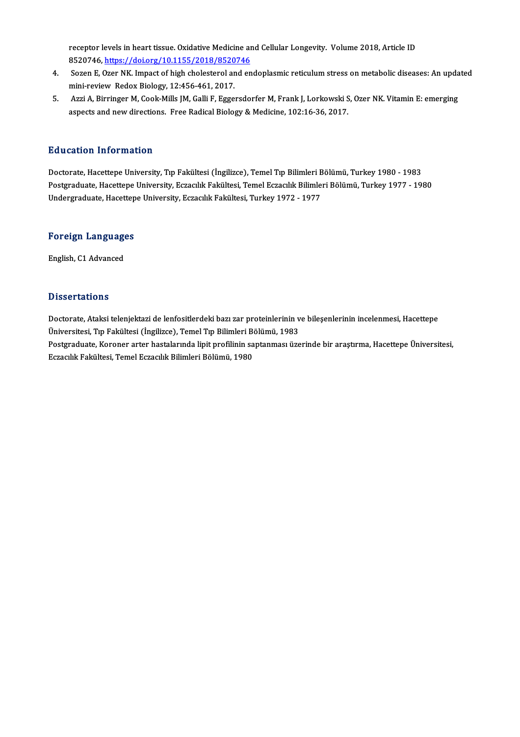receptor levels in heart tissue. Oxidative Medicine and Cellular Longevity. Volume 2018, Article ID 8520746, https://doi.org/10.1155/2018/8520746

4. Sozen E, Ozer NK. Impact of high cholesterol and endoplasmic reticulum stress on metabolic diseases: An updated mini-review Redox Biology, 12:456-461, 2017.
5. Azzi A, Birringer M, Cook-Mills JM, Galli F, Eggersdorfer M, Frank J, Lorkowski S, Ozer NK. Vitamin E: emerging aspects and new directions. Free Radical Biology & Medicine, 102:16-36, 2017.

## Education Information

Doctorate, Hacettepe University, Tıp Fakültesi (İngilizce), Temel Tıp Bilimleri Bölümü, Turkey 1980 - 1983
Postgraduate, Hacettepe University, Eczacılık Fakültesi, Temel Eczacılık Bilimleri Bölümü, Turkey 1977 - 1980
Undergraduate, Hacettepe University, Eczacılık Fakültesi, Turkey 1972 - 1977

## Foreign Languages

English, C1 Advanced

## Dissertations

Doctorate, Ataksi telenjektazi de lenfositlerdeki bazı zar proteinlerinin ve bileşenlerinin incelenmesi, Hacettepe Üniversitesi, Tıp Fakültesi (İngilizce), Temel Tıp Bilimleri Bölümü, 1983
Postgraduate, Koroner arter hastalarında lipit profilinin saptanması üzerinde bir araştırma, Hacettepe Üniversitesi, Eczacılık Fakültesi, Temel Eczacılık Bilimleri Bölümü, 1980